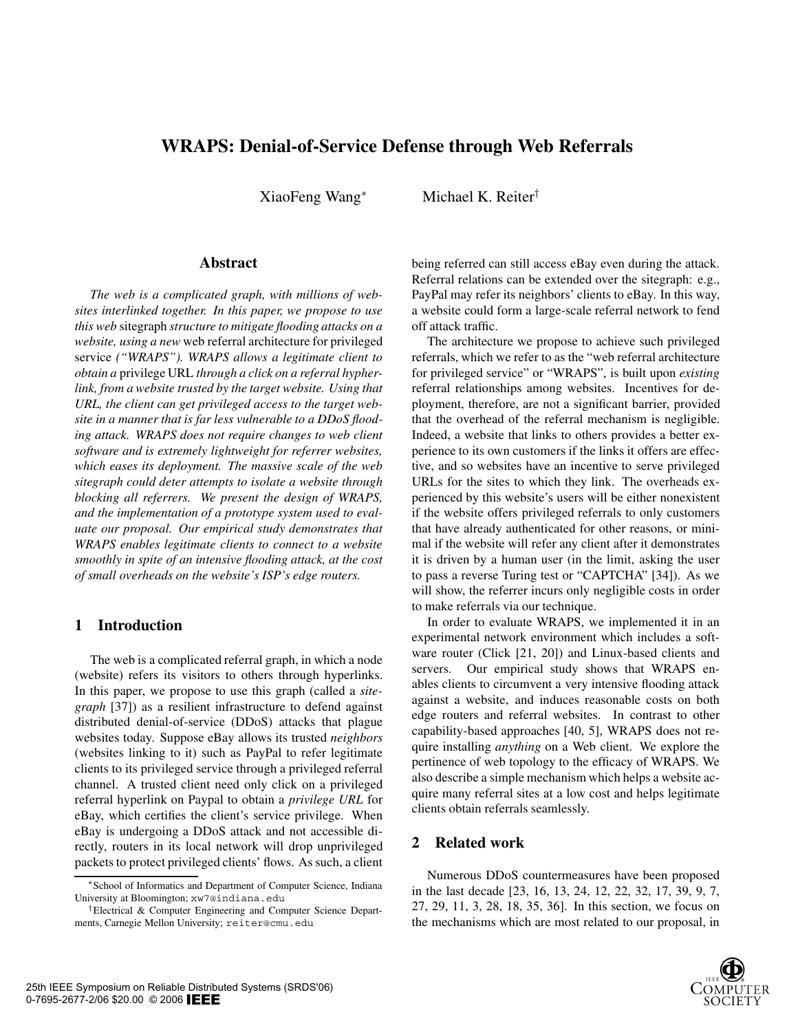# WRAPS: Denial-of-Service Defense through Web Referrals

XiaoFeng Wang* Michael K. Reiter†

## Abstract

*The web is a complicated graph, with millions of websites interlinked together. In this paper, we propose to use this web* sitegraph *structure to mitigate flooding attacks on a website, using a new* web referral architecture for privileged service *("WRAPS"). WRAPS allows a legitimate client to obtain a* privilege URL *through a click on a referral hyperlink, from a website trusted by the target website. Using that URL, the client can get privileged access to the target website in a manner that is far less vulnerable to a DDoS flooding attack. WRAPS does not require changes to web client software and is extremely lightweight for referrer websites, which eases its deployment. The massive scale of the web sitegraph could deter attempts to isolate a website through blocking all referrers. We present the design of WRAPS, and the implementation of a prototype system used to evaluate our proposal. Our empirical study demonstrates that WRAPS enables legitimate clients to connect to a website smoothly in spite of an intensive flooding attack, at the cost of small overheads on the website's ISP's edge routers.*

## 1 Introduction

The web is a complicated referral graph, in which a node (website) refers its visitors to others through hyperlinks. In this paper, we propose to use this graph (called a *sitegraph* [37]) as a resilient infrastructure to defend against distributed denial-of-service (DDoS) attacks that plague websites today. Suppose eBay allows its trusted *neighbors* (websites linking to it) such as PayPal to refer legitimate clients to its privileged service through a privileged referral channel. A trusted client need only click on a privileged referral hyperlink on Paypal to obtain a *privilege URL* for eBay, which certifies the client's service privilege. When eBay is undergoing a DDoS attack and not accessible directly, routers in its local network will drop unprivileged packets to protect privileged clients' flows. As such, a client being referred can still access eBay even during the attack. Referral relations can be extended over the sitegraph: e.g., PayPal may refer its neighbors' clients to eBay. In this way, a website could form a large-scale referral network to fend off attack traffic.

The architecture we propose to achieve such privileged referrals, which we refer to as the "web referral architecture for privileged service" or "WRAPS", is built upon *existing* referral relationships among websites. Incentives for deployment, therefore, are not a significant barrier, provided that the overhead of the referral mechanism is negligible. Indeed, a website that links to others provides a better experience to its own customers if the links it offers are effective, and so websites have an incentive to serve privileged URLs for the sites to which they link. The overheads experienced by this website's users will be either nonexistent if the website offers privileged referrals to only customers that have already authenticated for other reasons, or minimal if the website will refer any client after it demonstrates it is driven by a human user (in the limit, asking the user to pass a reverse Turing test or "CAPTCHA" [34]). As we will show, the referrer incurs only negligible costs in order to make referrals via our technique.

In order to evaluate WRAPS, we implemented it in an experimental network environment which includes a software router (Click [21, 20]) and Linux-based clients and servers. Our empirical study shows that WRAPS enables clients to circumvent a very intensive flooding attack against a website, and induces reasonable costs on both edge routers and referral websites. In contrast to other capability-based approaches [40, 5], WRAPS does not require installing *anything* on a Web client. We explore the pertinence of web topology to the efficacy of WRAPS. We also describe a simple mechanism which helps a website acquire many referral sites at a low cost and helps legitimate clients obtain referrals seamlessly.

## 2 Related work

Numerous DDoS countermeasures have been proposed in the last decade [23, 16, 13, 24, 12, 22, 32, 17, 39, 9, 7, 27, 29, 11, 3, 28, 18, 35, 36]. In this section, we focus on the mechanisms which are most related to our proposal, in

*School of Informatics and Department of Computer Science, Indiana University at Bloomington; xw7@indiana.edu

†Electrical & Computer Engineering and Computer Science Departments, Carnegie Mellon University; reiter@cmu.edu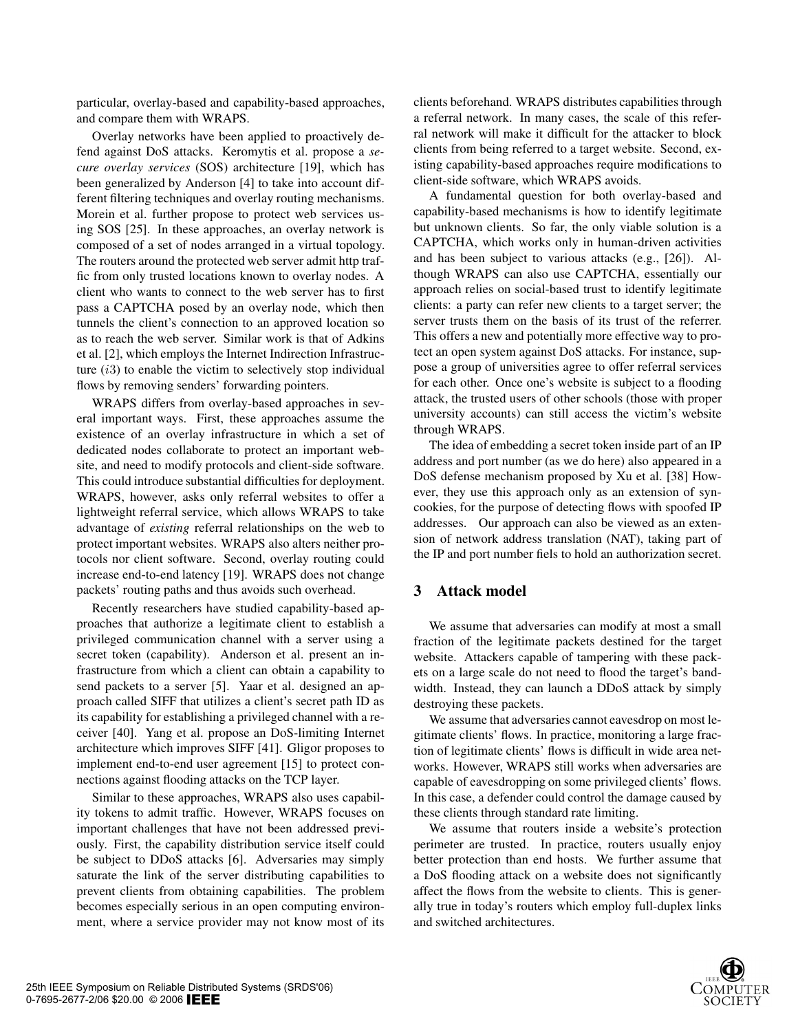particular, overlay-based and capability-based approaches, and compare them with WRAPS.

Overlay networks have been applied to proactively defend against DoS attacks. Keromytis et al. propose a *secure overlay services* (SOS) architecture [19], which has been generalized by Anderson [4] to take into account different filtering techniques and overlay routing mechanisms. Morein et al. further propose to protect web services using SOS [25]. In these approaches, an overlay network is composed of a set of nodes arranged in a virtual topology. The routers around the protected web server admit http traffic from only trusted locations known to overlay nodes. A client who wants to connect to the web server has to first pass a CAPTCHA posed by an overlay node, which then tunnels the client's connection to an approved location so as to reach the web server. Similar work is that of Adkins et al. [2], which employs the Internet Indirection Infrastructure ($i3$) to enable the victim to selectively stop individual flows by removing senders' forwarding pointers.

WRAPS differs from overlay-based approaches in several important ways. First, these approaches assume the existence of an overlay infrastructure in which a set of dedicated nodes collaborate to protect an important website, and need to modify protocols and client-side software. This could introduce substantial difficulties for deployment. WRAPS, however, asks only referral websites to offer a lightweight referral service, which allows WRAPS to take advantage of *existing* referral relationships on the web to protect important websites. WRAPS also alters neither protocols nor client software. Second, overlay routing could increase end-to-end latency [19]. WRAPS does not change packets' routing paths and thus avoids such overhead.

Recently researchers have studied capability-based approaches that authorize a legitimate client to establish a privileged communication channel with a server using a secret token (capability). Anderson et al. present an infrastructure from which a client can obtain a capability to send packets to a server [5]. Yaar et al. designed an approach called SIFF that utilizes a client's secret path ID as its capability for establishing a privileged channel with a receiver [40]. Yang et al. propose an DoS-limiting Internet architecture which improves SIFF [41]. Gligor proposes to implement end-to-end user agreement [15] to protect connections against flooding attacks on the TCP layer.

Similar to these approaches, WRAPS also uses capability tokens to admit traffic. However, WRAPS focuses on important challenges that have not been addressed previously. First, the capability distribution service itself could be subject to DDoS attacks [6]. Adversaries may simply saturate the link of the server distributing capabilities to prevent clients from obtaining capabilities. The problem becomes especially serious in an open computing environment, where a service provider may not know most of its clients beforehand. WRAPS distributes capabilities through a referral network. In many cases, the scale of this referral network will make it difficult for the attacker to block clients from being referred to a target website. Second, existing capability-based approaches require modifications to client-side software, which WRAPS avoids.

A fundamental question for both overlay-based and capability-based mechanisms is how to identify legitimate but unknown clients. So far, the only viable solution is a CAPTCHA, which works only in human-driven activities and has been subject to various attacks (e.g., [26]). Although WRAPS can also use CAPTCHA, essentially our approach relies on social-based trust to identify legitimate clients: a party can refer new clients to a target server; the server trusts them on the basis of its trust of the referrer. This offers a new and potentially more effective way to protect an open system against DoS attacks. For instance, suppose a group of universities agree to offer referral services for each other. Once one's website is subject to a flooding attack, the trusted users of other schools (those with proper university accounts) can still access the victim's website through WRAPS.

The idea of embedding a secret token inside part of an IP address and port number (as we do here) also appeared in a DoS defense mechanism proposed by Xu et al. [38] However, they use this approach only as an extension of syncookies, for the purpose of detecting flows with spoofed IP addresses. Our approach can also be viewed as an extension of network address translation (NAT), taking part of the IP and port number fiels to hold an authorization secret.

## 3 Attack model

We assume that adversaries can modify at most a small fraction of the legitimate packets destined for the target website. Attackers capable of tampering with these packets on a large scale do not need to flood the target's bandwidth. Instead, they can launch a DDoS attack by simply destroying these packets.

We assume that adversaries cannot eavesdrop on most legitimate clients' flows. In practice, monitoring a large fraction of legitimate clients' flows is difficult in wide area networks. However, WRAPS still works when adversaries are capable of eavesdropping on some privileged clients' flows. In this case, a defender could control the damage caused by these clients through standard rate limiting.

We assume that routers inside a website's protection perimeter are trusted. In practice, routers usually enjoy better protection than end hosts. We further assume that a DoS flooding attack on a website does not significantly affect the flows from the website to clients. This is generally true in today's routers which employ full-duplex links and switched architectures.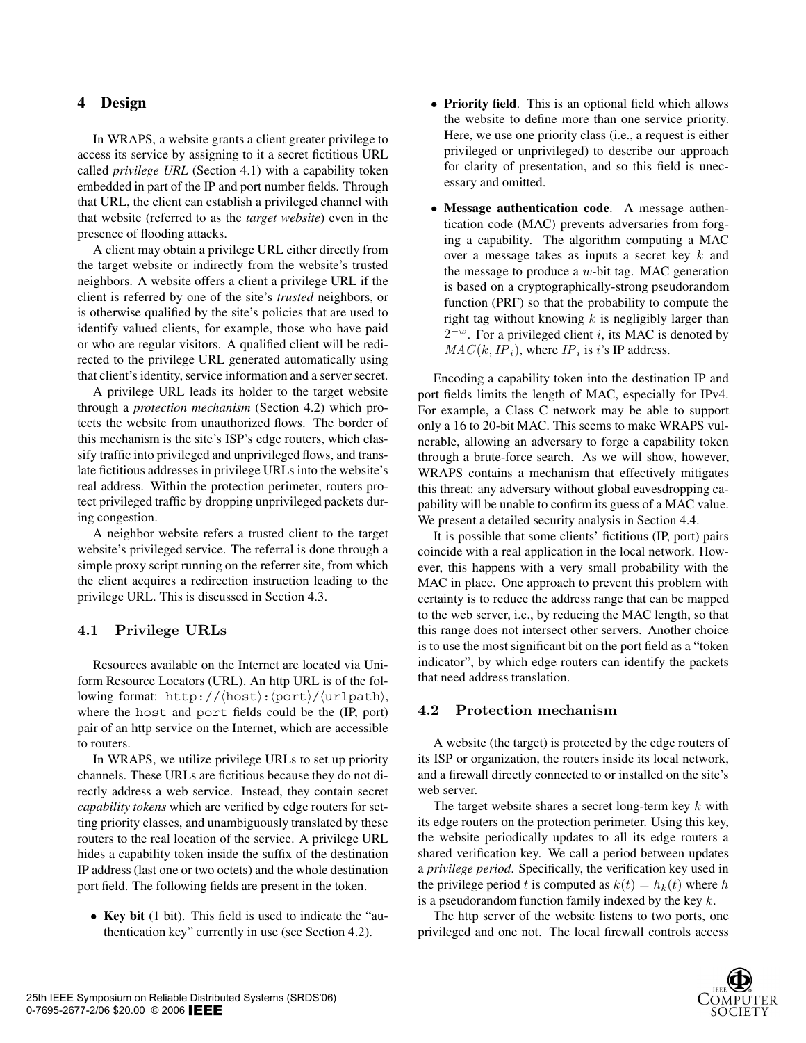## 4 Design

In WRAPS, a website grants a client greater privilege to access its service by assigning to it a secret fictitious URL called *privilege URL* (Section 4.1) with a capability token embedded in part of the IP and port number fields. Through that URL, the client can establish a privileged channel with that website (referred to as the *target website*) even in the presence of flooding attacks.

A client may obtain a privilege URL either directly from the target website or indirectly from the website's trusted neighbors. A website offers a client a privilege URL if the client is referred by one of the site's *trusted* neighbors, or is otherwise qualified by the site's policies that are used to identify valued clients, for example, those who have paid or who are regular visitors. A qualified client will be redirected to the privilege URL generated automatically using that client's identity, service information and a server secret.

A privilege URL leads its holder to the target website through a *protection mechanism* (Section 4.2) which protects the website from unauthorized flows. The border of this mechanism is the site's ISP's edge routers, which classify traffic into privileged and unprivileged flows, and translate fictitious addresses in privilege URLs into the website's real address. Within the protection perimeter, routers protect privileged traffic by dropping unprivileged packets during congestion.

A neighbor website refers a trusted client to the target website's privileged service. The referral is done through a simple proxy script running on the referrer site, from which the client acquires a redirection instruction leading to the privilege URL. This is discussed in Section 4.3.

### 4.1 Privilege URLs

Resources available on the Internet are located via Uniform Resource Locators (URL). An http URL is of the following format: `http://`⟨`host`⟩`:`⟨`port`⟩`/`⟨`urlpath`⟩, where the `host` and `port` fields could be the (IP, port) pair of an http service on the Internet, which are accessible to routers.

In WRAPS, we utilize privilege URLs to set up priority channels. These URLs are fictitious because they do not directly address a web service. Instead, they contain secret *capability tokens* which are verified by edge routers for setting priority classes, and unambiguously translated by these routers to the real location of the service. A privilege URL hides a capability token inside the suffix of the destination IP address (last one or two octets) and the whole destination port field. The following fields are present in the token.

- **Key bit** (1 bit). This field is used to indicate the "authentication key" currently in use (see Section 4.2).
- **Priority field**. This is an optional field which allows the website to define more than one service priority. Here, we use one priority class (i.e., a request is either privileged or unprivileged) to describe our approach for clarity of presentation, and so this field is unecessary and omitted.
- **Message authentication code**. A message authentication code (MAC) prevents adversaries from forging a capability. The algorithm computing a MAC over a message takes as inputs a secret key $k$ and the message to produce a $w$-bit tag. MAC generation is based on a cryptographically-strong pseudorandom function (PRF) so that the probability to compute the right tag without knowing $k$ is negligibly larger than $2^{-w}$. For a privileged client $i$, its MAC is denoted by $MAC(k, IP_i)$, where $IP_i$ is $i$'s IP address.

Encoding a capability token into the destination IP and port fields limits the length of MAC, especially for IPv4. For example, a Class C network may be able to support only a 16 to 20-bit MAC. This seems to make WRAPS vulnerable, allowing an adversary to forge a capability token through a brute-force search. As we will show, however, WRAPS contains a mechanism that effectively mitigates this threat: any adversary without global eavesdropping capability will be unable to confirm its guess of a MAC value. We present a detailed security analysis in Section 4.4.

It is possible that some clients' fictitious (IP, port) pairs coincide with a real application in the local network. However, this happens with a very small probability with the MAC in place. One approach to prevent this problem with certainty is to reduce the address range that can be mapped to the web server, i.e., by reducing the MAC length, so that this range does not intersect other servers. Another choice is to use the most significant bit on the port field as a "token indicator", by which edge routers can identify the packets that need address translation.

### 4.2 Protection mechanism

A website (the target) is protected by the edge routers of its ISP or organization, the routers inside its local network, and a firewall directly connected to or installed on the site's web server.

The target website shares a secret long-term key $k$ with its edge routers on the protection perimeter. Using this key, the website periodically updates to all its edge routers a shared verification key. We call a period between updates a *privilege period*. Specifically, the verification key used in the privilege period $t$ is computed as $k(t) = h_k(t)$ where $h$ is a pseudorandom function family indexed by the key $k$.

The http server of the website listens to two ports, one privileged and one not. The local firewall controls access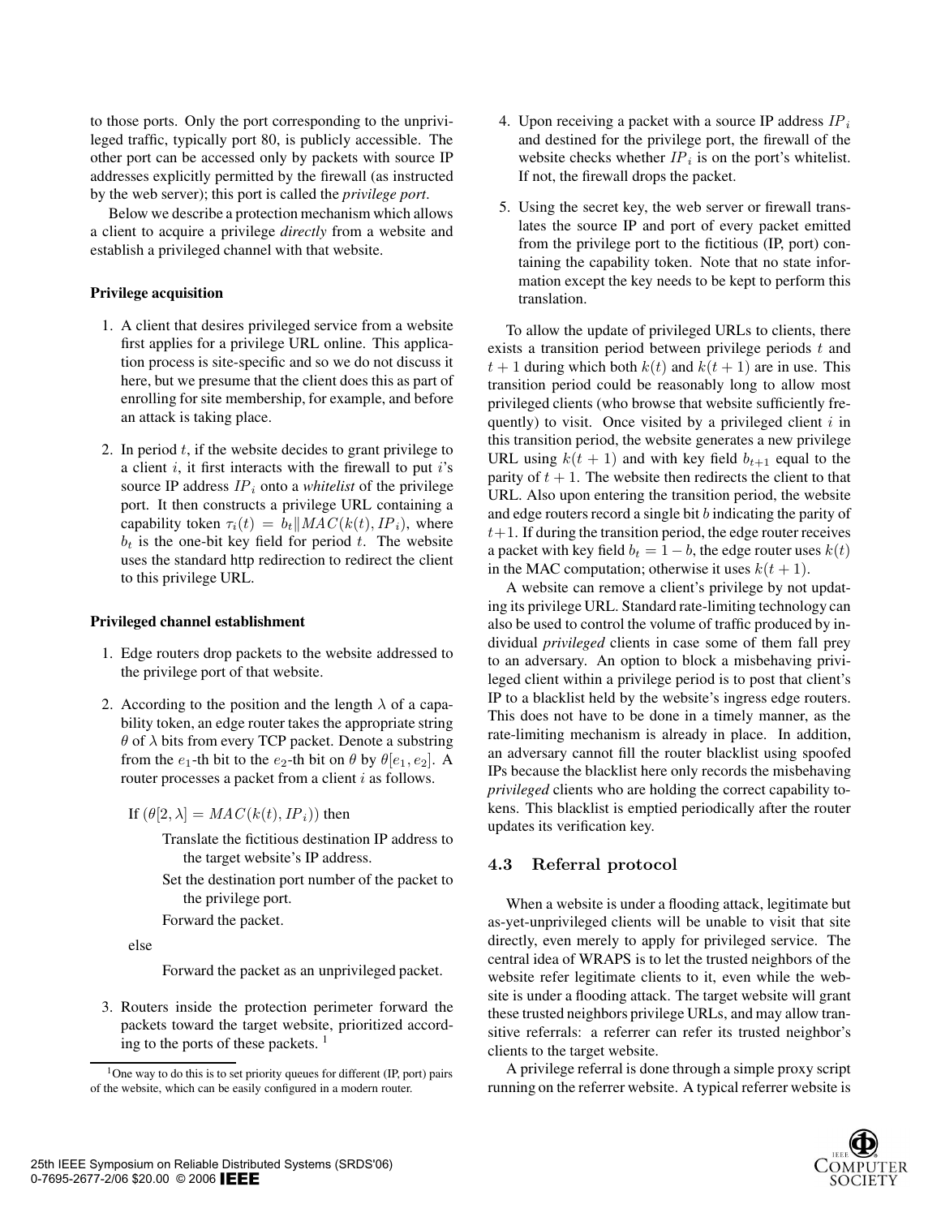to those ports. Only the port corresponding to the unprivileged traffic, typically port 80, is publicly accessible. The other port can be accessed only by packets with source IP addresses explicitly permitted by the firewall (as instructed by the web server); this port is called the *privilege port*.

Below we describe a protection mechanism which allows a client to acquire a privilege *directly* from a website and establish a privileged channel with that website.

**Privilege acquisition**

1. A client that desires privileged service from a website first applies for a privilege URL online. This application process is site-specific and so we do not discuss it here, but we presume that the client does this as part of enrolling for site membership, for example, and before an attack is taking place.

2. In period $t$, if the website decides to grant privilege to a client $i$, it first interacts with the firewall to put $i$'s source IP address $IP_i$ onto a *whitelist* of the privilege port. It then constructs a privilege URL containing a capability token $\tau_i(t) = b_t \| MAC(k(t), IP_i)$, where $b_t$ is the one-bit key field for period $t$. The website uses the standard http redirection to redirect the client to this privilege URL.

**Privileged channel establishment**

1. Edge routers drop packets to the website addressed to the privilege port of that website.

2. According to the position and the length $\lambda$ of a capability token, an edge router takes the appropriate string $\theta$ of $\lambda$ bits from every TCP packet. Denote a substring from the $e_1$-th bit to the $e_2$-th bit on $\theta$ by $\theta[e_1, e_2]$. A router processes a packet from a client $i$ as follows.

   If $(\theta[2, \lambda] = MAC(k(t), IP_i))$ then

   Translate the fictitious destination IP address to the target website's IP address.

   Set the destination port number of the packet to the privilege port.

   Forward the packet.

   else

   Forward the packet as an unprivileged packet.

3. Routers inside the protection perimeter forward the packets toward the target website, prioritized according to the ports of these packets. [1]

4. Upon receiving a packet with a source IP address $IP_i$ and destined for the privilege port, the firewall of the website checks whether $IP_i$ is on the port's whitelist. If not, the firewall drops the packet.

5. Using the secret key, the web server or firewall translates the source IP and port of every packet emitted from the privilege port to the fictitious (IP, port) containing the capability token. Note that no state information except the key needs to be kept to perform this translation.

To allow the update of privileged URLs to clients, there exists a transition period between privilege periods $t$ and $t+1$ during which both $k(t)$ and $k(t+1)$ are in use. This transition period could be reasonably long to allow most privileged clients (who browse that website sufficiently frequently) to visit. Once visited by a privileged client $i$ in this transition period, the website generates a new privilege URL using $k(t+1)$ and with key field $b_{t+1}$ equal to the parity of $t+1$. The website then redirects the client to that URL. Also upon entering the transition period, the website and edge routers record a single bit $b$ indicating the parity of $t+1$. If during the transition period, the edge router receives a packet with key field $b_t = 1 - b$, the edge router uses $k(t)$ in the MAC computation; otherwise it uses $k(t+1)$.

A website can remove a client's privilege by not updating its privilege URL. Standard rate-limiting technology can also be used to control the volume of traffic produced by individual *privileged* clients in case some of them fall prey to an adversary. An option to block a misbehaving privileged client within a privilege period is to post that client's IP to a blacklist held by the website's ingress edge routers. This does not have to be done in a timely manner, as the rate-limiting mechanism is already in place. In addition, an adversary cannot fill the router blacklist using spoofed IPs because the blacklist here only records the misbehaving *privileged* clients who are holding the correct capability tokens. This blacklist is emptied periodically after the router updates its verification key.

### 4.3 Referral protocol

When a website is under a flooding attack, legitimate but as-yet-unprivileged clients will be unable to visit that site directly, even merely to apply for privileged service. The central idea of WRAPS is to let the trusted neighbors of the website refer legitimate clients to it, even while the website is under a flooding attack. The target website will grant these trusted neighbors privilege URLs, and may allow transitive referrals: a referrer can refer its trusted neighbor's clients to the target website.

A privilege referral is done through a simple proxy script running on the referrer website. A typical referrer website is

[1] One way to do this is to set priority queues for different (IP, port) pairs of the website, which can be easily configured in a modern router.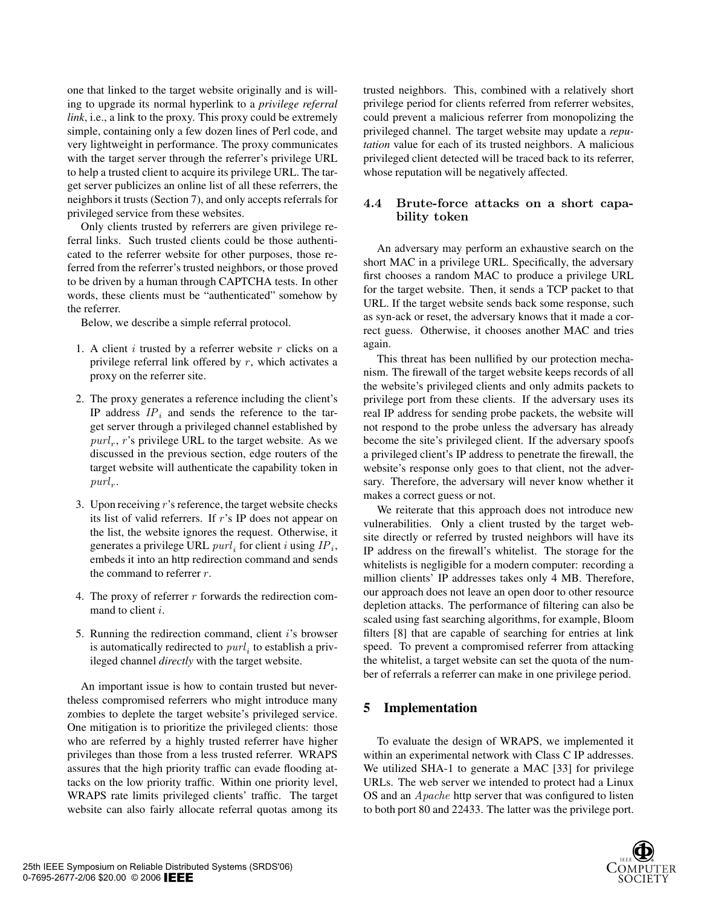one that linked to the target website originally and is willing to upgrade its normal hyperlink to a *privilege referral link*, i.e., a link to the proxy. This proxy could be extremely simple, containing only a few dozen lines of Perl code, and very lightweight in performance. The proxy communicates with the target server through the referrer's privilege URL to help a trusted client to acquire its privilege URL. The target server publicizes an online list of all these referrers, the neighbors it trusts (Section 7), and only accepts referrals for privileged service from these websites.

Only clients trusted by referrers are given privilege referral links. Such trusted clients could be those authenticated to the referrer website for other purposes, those referred from the referrer's trusted neighbors, or those proved to be driven by a human through CAPTCHA tests. In other words, these clients must be "authenticated" somehow by the referrer.

Below, we describe a simple referral protocol.

1. A client $i$ trusted by a referrer website $r$ clicks on a privilege referral link offered by $r$, which activates a proxy on the referrer site.
2. The proxy generates a reference including the client's IP address $IP_i$ and sends the reference to the target server through a privileged channel established by $purl_r$, $r$'s privilege URL to the target website. As we discussed in the previous section, edge routers of the target website will authenticate the capability token in $purl_r$.
3. Upon receiving $r$'s reference, the target website checks its list of valid referrers. If $r$'s IP does not appear on the list, the website ignores the request. Otherwise, it generates a privilege URL $purl_i$ for client $i$ using $IP_i$, embeds it into an http redirection command and sends the command to referrer $r$.
4. The proxy of referrer $r$ forwards the redirection command to client $i$.
5. Running the redirection command, client $i$'s browser is automatically redirected to $purl_i$ to establish a privileged channel *directly* with the target website.

An important issue is how to contain trusted but nevertheless compromised referrers who might introduce many zombies to deplete the target website's privileged service. One mitigation is to prioritize the privileged clients: those who are referred by a highly trusted referrer have higher privileges than those from a less trusted referrer. WRAPS assures that the high priority traffic can evade flooding attacks on the low priority traffic. Within one priority level, WRAPS rate limits privileged clients' traffic. The target website can also fairly allocate referral quotas among its trusted neighbors. This, combined with a relatively short privilege period for clients referred from referrer websites, could prevent a malicious referrer from monopolizing the privileged channel. The target website may update a *reputation* value for each of its trusted neighbors. A malicious privileged client detected will be traced back to its referrer, whose reputation will be negatively affected.

### 4.4 Brute-force attacks on a short capability token

An adversary may perform an exhaustive search on the short MAC in a privilege URL. Specifically, the adversary first chooses a random MAC to produce a privilege URL for the target website. Then, it sends a TCP packet to that URL. If the target website sends back some response, such as syn-ack or reset, the adversary knows that it made a correct guess. Otherwise, it chooses another MAC and tries again.

This threat has been nullified by our protection mechanism. The firewall of the target website keeps records of all the website's privileged clients and only admits packets to privilege port from these clients. If the adversary uses its real IP address for sending probe packets, the website will not respond to the probe unless the adversary has already become the site's privileged client. If the adversary spoofs a privileged client's IP address to penetrate the firewall, the website's response only goes to that client, not the adversary. Therefore, the adversary will never know whether it makes a correct guess or not.

We reiterate that this approach does not introduce new vulnerabilities. Only a client trusted by the target website directly or referred by trusted neighbors will have its IP address on the firewall's whitelist. The storage for the whitelists is negligible for a modern computer: recording a million clients' IP addresses takes only 4 MB. Therefore, our approach does not leave an open door to other resource depletion attacks. The performance of filtering can also be scaled using fast searching algorithms, for example, Bloom filters [8] that are capable of searching for entries at link speed. To prevent a compromised referrer from attacking the whitelist, a target website can set the quota of the number of referrals a referrer can make in one privilege period.

## 5 Implementation

To evaluate the design of WRAPS, we implemented it within an experimental network with Class C IP addresses. We utilized SHA-1 to generate a MAC [33] for privilege URLs. The web server we intended to protect had a Linux OS and an *Apache* http server that was configured to listen to both port 80 and 22433. The latter was the privilege port.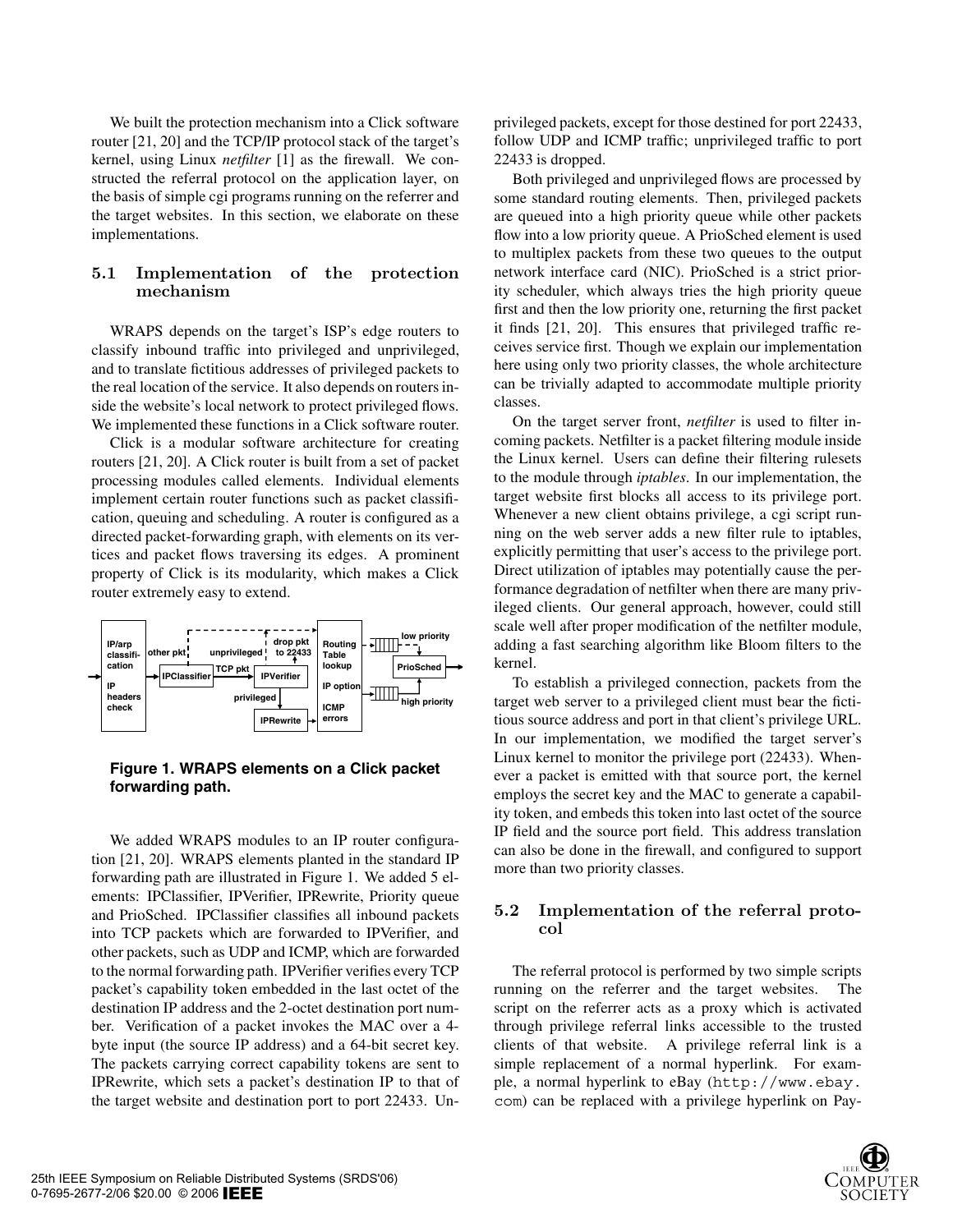We built the protection mechanism into a Click software router [21, 20] and the TCP/IP protocol stack of the target's kernel, using Linux *netfilter* [1] as the firewall. We constructed the referral protocol on the application layer, on the basis of simple cgi programs running on the referrer and the target websites. In this section, we elaborate on these implementations.

### 5.1 Implementation of the protection mechanism

WRAPS depends on the target's ISP's edge routers to classify inbound traffic into privileged and unprivileged, and to translate fictitious addresses of privileged packets to the real location of the service. It also depends on routers inside the website's local network to protect privileged flows. We implemented these functions in a Click software router.

Click is a modular software architecture for creating routers [21, 20]. A Click router is built from a set of packet processing modules called elements. Individual elements implement certain router functions such as packet classification, queuing and scheduling. A router is configured as a directed packet-forwarding graph, with elements on its vertices and packet flows traversing its edges. A prominent property of Click is its modularity, which makes a Click router extremely easy to extend.

**Figure 1. WRAPS elements on a Click packet forwarding path.**

We added WRAPS modules to an IP router configuration [21, 20]. WRAPS elements planted in the standard IP forwarding path are illustrated in Figure 1. We added 5 elements: IPClassifier, IPVerifier, IPRewrite, Priority queue and PrioSched. IPClassifier classifies all inbound packets into TCP packets which are forwarded to IPVerifier, and other packets, such as UDP and ICMP, which are forwarded to the normal forwarding path. IPVerifier verifies every TCP packet's capability token embedded in the last octet of the destination IP address and the 2-octet destination port number. Verification of a packet invokes the MAC over a 4-byte input (the source IP address) and a 64-bit secret key. The packets carrying correct capability tokens are sent to IPRewrite, which sets a packet's destination IP to that of the target website and destination port to port 22433. Unprivileged packets, except for those destined for port 22433, follow UDP and ICMP traffic; unprivileged traffic to port 22433 is dropped.

Both privileged and unprivileged flows are processed by some standard routing elements. Then, privileged packets are queued into a high priority queue while other packets flow into a low priority queue. A PrioSched element is used to multiplex packets from these two queues to the output network interface card (NIC). PrioSched is a strict priority scheduler, which always tries the high priority queue first and then the low priority one, returning the first packet it finds [21, 20]. This ensures that privileged traffic receives service first. Though we explain our implementation here using only two priority classes, the whole architecture can be trivially adapted to accommodate multiple priority classes.

On the target server front, *netfilter* is used to filter incoming packets. Netfilter is a packet filtering module inside the Linux kernel. Users can define their filtering rulesets to the module through *iptables*. In our implementation, the target website first blocks all access to its privilege port. Whenever a new client obtains privilege, a cgi script running on the web server adds a new filter rule to iptables, explicitly permitting that user's access to the privilege port. Direct utilization of iptables may potentially cause the performance degradation of netfilter when there are many privileged clients. Our general approach, however, could still scale well after proper modification of the netfilter module, adding a fast searching algorithm like Bloom filters to the kernel.

To establish a privileged connection, packets from the target web server to a privileged client must bear the fictitious source address and port in that client's privilege URL. In our implementation, we modified the target server's Linux kernel to monitor the privilege port (22433). Whenever a packet is emitted with that source port, the kernel employs the secret key and the MAC to generate a capability token, and embeds this token into last octet of the source IP field and the source port field. This address translation can also be done in the firewall, and configured to support more than two priority classes.

### 5.2 Implementation of the referral protocol

The referral protocol is performed by two simple scripts running on the referrer and the target websites. The script on the referrer acts as a proxy which is activated through privilege referral links accessible to the trusted clients of that website. A privilege referral link is a simple replacement of a normal hyperlink. For example, a normal hyperlink to eBay (`http://www.ebay.com`) can be replaced with a privilege hyperlink on Pay-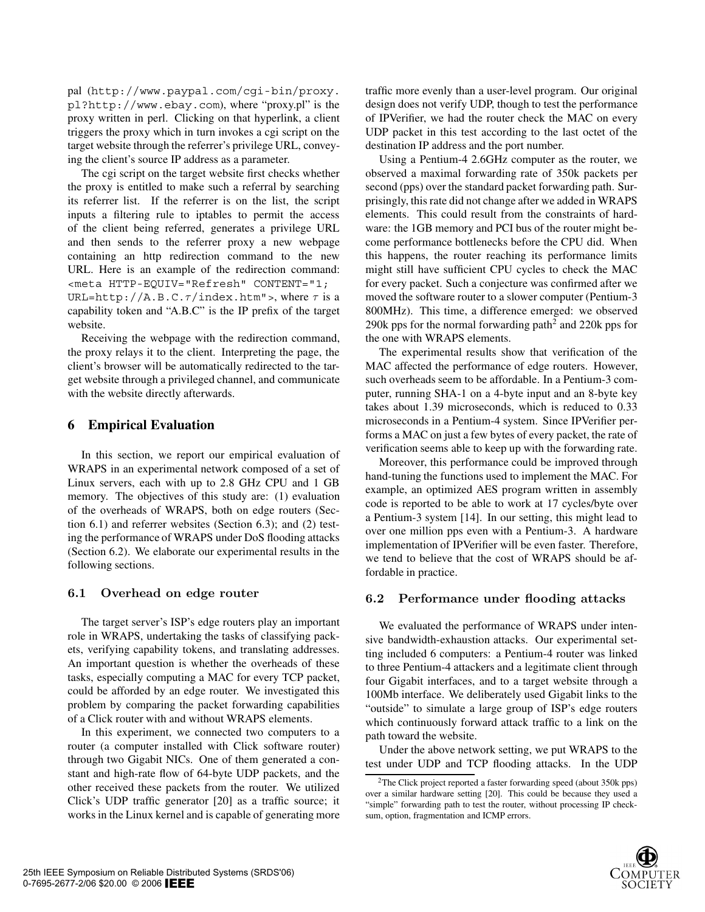pal (http://www.paypal.com/cgi-bin/proxy.pl?http://www.ebay.com), where "proxy.pl" is the proxy written in perl. Clicking on that hyperlink, a client triggers the proxy which in turn invokes a cgi script on the target website through the referrer's privilege URL, conveying the client's source IP address as a parameter.

The cgi script on the target website first checks whether the proxy is entitled to make such a referral by searching its referrer list. If the referrer is on the list, the script inputs a filtering rule to iptables to permit the access of the client being referred, generates a privilege URL and then sends to the referrer proxy a new webpage containing an http redirection command to the new URL. Here is an example of the redirection command: `<meta HTTP-EQUIV="Refresh" CONTENT="1; URL=http://A.B.C.`$\tau$`/index.htm">`, where $\tau$ is a capability token and "A.B.C" is the IP prefix of the target website.

Receiving the webpage with the redirection command, the proxy relays it to the client. Interpreting the page, the client's browser will be automatically redirected to the target website through a privileged channel, and communicate with the website directly afterwards.

## 6 Empirical Evaluation

In this section, we report our empirical evaluation of WRAPS in an experimental network composed of a set of Linux servers, each with up to 2.8 GHz CPU and 1 GB memory. The objectives of this study are: (1) evaluation of the overheads of WRAPS, both on edge routers (Section 6.1) and referrer websites (Section 6.3); and (2) testing the performance of WRAPS under DoS flooding attacks (Section 6.2). We elaborate our experimental results in the following sections.

### 6.1 Overhead on edge router

The target server's ISP's edge routers play an important role in WRAPS, undertaking the tasks of classifying packets, verifying capability tokens, and translating addresses. An important question is whether the overheads of these tasks, especially computing a MAC for every TCP packet, could be afforded by an edge router. We investigated this problem by comparing the packet forwarding capabilities of a Click router with and without WRAPS elements.

In this experiment, we connected two computers to a router (a computer installed with Click software router) through two Gigabit NICs. One of them generated a constant and high-rate flow of 64-byte UDP packets, and the other received these packets from the router. We utilized Click's UDP traffic generator [20] as a traffic source; it works in the Linux kernel and is capable of generating more traffic more evenly than a user-level program. Our original design does not verify UDP, though to test the performance of IPVerifier, we had the router check the MAC on every UDP packet in this test according to the last octet of the destination IP address and the port number.

Using a Pentium-4 2.6GHz computer as the router, we observed a maximal forwarding rate of 350k packets per second (pps) over the standard packet forwarding path. Surprisingly, this rate did not change after we added in WRAPS elements. This could result from the constraints of hardware: the 1GB memory and PCI bus of the router might become performance bottlenecks before the CPU did. When this happens, the router reaching its performance limits might still have sufficient CPU cycles to check the MAC for every packet. Such a conjecture was confirmed after we moved the software router to a slower computer (Pentium-3 800MHz). This time, a difference emerged: we observed 290k pps for the normal forwarding path[2] and 220k pps for the one with WRAPS elements.

The experimental results show that verification of the MAC affected the performance of edge routers. However, such overheads seem to be affordable. In a Pentium-3 computer, running SHA-1 on a 4-byte input and an 8-byte key takes about 1.39 microseconds, which is reduced to 0.33 microseconds in a Pentium-4 system. Since IPVerifier performs a MAC on just a few bytes of every packet, the rate of verification seems able to keep up with the forwarding rate.

Moreover, this performance could be improved through hand-tuning the functions used to implement the MAC. For example, an optimized AES program written in assembly code is reported to be able to work at 17 cycles/byte over a Pentium-3 system [14]. In our setting, this might lead to over one million pps even with a Pentium-3. A hardware implementation of IPVerifier will be even faster. Therefore, we tend to believe that the cost of WRAPS should be affordable in practice.

### 6.2 Performance under flooding attacks

We evaluated the performance of WRAPS under intensive bandwidth-exhaustion attacks. Our experimental setting included 6 computers: a Pentium-4 router was linked to three Pentium-4 attackers and a legitimate client through four Gigabit interfaces, and to a target website through a 100Mb interface. We deliberately used Gigabit links to the "outside" to simulate a large group of ISP's edge routers which continuously forward attack traffic to a link on the path toward the website.

Under the above network setting, we put WRAPS to the test under UDP and TCP flooding attacks. In the UDP

[2] The Click project reported a faster forwarding speed (about 350k pps) over a similar hardware setting [20]. This could be because they used a "simple" forwarding path to test the router, without processing IP checksum, option, fragmentation and ICMP errors.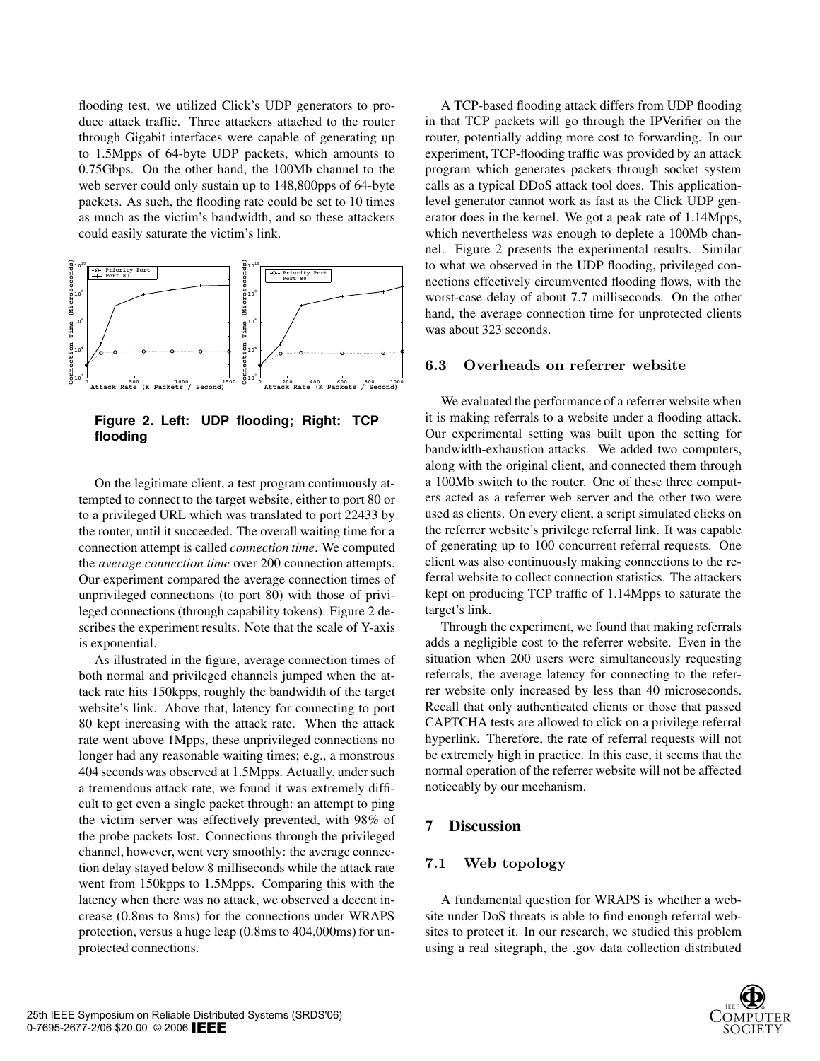flooding test, we utilized Click's UDP generators to produce attack traffic. Three attackers attached to the router through Gigabit interfaces were capable of generating up to 1.5Mpps of 64-byte UDP packets, which amounts to 0.75Gbps. On the other hand, the 100Mb channel to the web server could only sustain up to 148,800pps of 64-byte packets. As such, the flooding rate could be set to 10 times as much as the victim's bandwidth, and so these attackers could easily saturate the victim's link.

**Figure 2. Left: UDP flooding; Right: TCP flooding**

On the legitimate client, a test program continuously attempted to connect to the target website, either to port 80 or to a privileged URL which was translated to port 22433 by the router, until it succeeded. The overall waiting time for a connection attempt is called *connection time*. We computed the *average connection time* over 200 connection attempts. Our experiment compared the average connection times of unprivileged connections (to port 80) with those of privileged connections (through capability tokens). Figure 2 describes the experiment results. Note that the scale of Y-axis is exponential.

As illustrated in the figure, average connection times of both normal and privileged channels jumped when the attack rate hits 150kpps, roughly the bandwidth of the target website's link. Above that, latency for connecting to port 80 kept increasing with the attack rate. When the attack rate went above 1Mpps, these unprivileged connections no longer had any reasonable waiting times; e.g., a monstrous 404 seconds was observed at 1.5Mpps. Actually, under such a tremendous attack rate, we found it was extremely difficult to get even a single packet through: an attempt to ping the victim server was effectively prevented, with 98% of the probe packets lost. Connections through the privileged channel, however, went very smoothly: the average connection delay stayed below 8 milliseconds while the attack rate went from 150kpps to 1.5Mpps. Comparing this with the latency when there was no attack, we observed a decent increase (0.8ms to 8ms) for the connections under WRAPS protection, versus a huge leap (0.8ms to 404,000ms) for unprotected connections.

A TCP-based flooding attack differs from UDP flooding in that TCP packets will go through the IPVerifier on the router, potentially adding more cost to forwarding. In our experiment, TCP-flooding traffic was provided by an attack program which generates packets through socket system calls as a typical DDoS attack tool does. This application-level generator cannot work as fast as the Click UDP generator does in the kernel. We got a peak rate of 1.14Mpps, which nevertheless was enough to deplete a 100Mb channel. Figure 2 presents the experimental results. Similar to what we observed in the UDP flooding, privileged connections effectively circumvented flooding flows, with the worst-case delay of about 7.7 milliseconds. On the other hand, the average connection time for unprotected clients was about 323 seconds.

### 6.3 Overheads on referrer website

We evaluated the performance of a referrer website when it is making referrals to a website under a flooding attack. Our experimental setting was built upon the setting for bandwidth-exhaustion attacks. We added two computers, along with the original client, and connected them through a 100Mb switch to the router. One of these three computers acted as a referrer web server and the other two were used as clients. On every client, a script simulated clicks on the referrer website's privilege referral link. It was capable of generating up to 100 concurrent referral requests. One client was also continuously making connections to the referral website to collect connection statistics. The attackers kept on producing TCP traffic of 1.14Mpps to saturate the target's link.

Through the experiment, we found that making referrals adds a negligible cost to the referrer website. Even in the situation when 200 users were simultaneously requesting referrals, the average latency for connecting to the referrer website only increased by less than 40 microseconds. Recall that only authenticated clients or those that passed CAPTCHA tests are allowed to click on a privilege referral hyperlink. Therefore, the rate of referral requests will not be extremely high in practice. In this case, it seems that the normal operation of the referrer website will not be affected noticeably by our mechanism.

## 7 Discussion

### 7.1 Web topology

A fundamental question for WRAPS is whether a website under DoS threats is able to find enough referral websites to protect it. In our research, we studied this problem using a real sitegraph, the .gov data collection distributed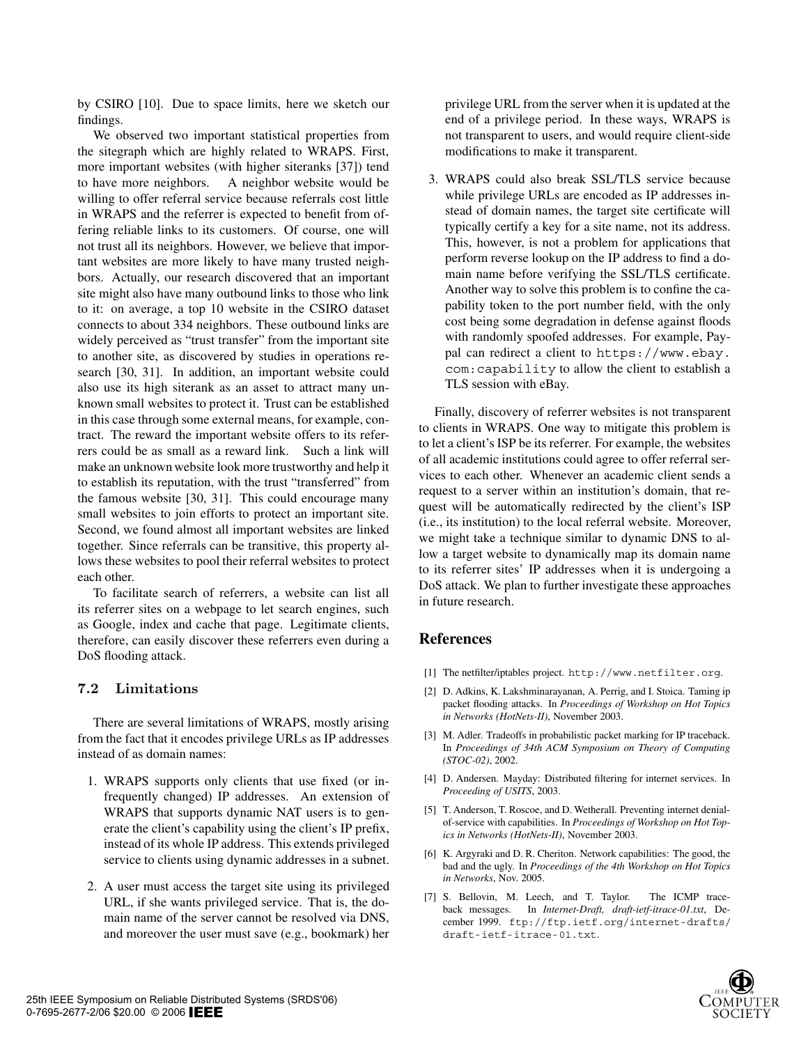by CSIRO [10]. Due to space limits, here we sketch our findings.

We observed two important statistical properties from the sitegraph which are highly related to WRAPS. First, more important websites (with higher siteranks [37]) tend to have more neighbors. A neighbor website would be willing to offer referral service because referrals cost little in WRAPS and the referrer is expected to benefit from offering reliable links to its customers. Of course, one will not trust all its neighbors. However, we believe that important websites are more likely to have many trusted neighbors. Actually, our research discovered that an important site might also have many outbound links to those who link to it: on average, a top 10 website in the CSIRO dataset connects to about 334 neighbors. These outbound links are widely perceived as "trust transfer" from the important site to another site, as discovered by studies in operations research [30, 31]. In addition, an important website could also use its high siterank as an asset to attract many unknown small websites to protect it. Trust can be established in this case through some external means, for example, contract. The reward the important website offers to its referrers could be as small as a reward link. Such a link will make an unknown website look more trustworthy and help it to establish its reputation, with the trust "transferred" from the famous website [30, 31]. This could encourage many small websites to join efforts to protect an important site. Second, we found almost all important websites are linked together. Since referrals can be transitive, this property allows these websites to pool their referral websites to protect each other.

To facilitate search of referrers, a website can list all its referrer sites on a webpage to let search engines, such as Google, index and cache that page. Legitimate clients, therefore, can easily discover these referrers even during a DoS flooding attack.

### 7.2 Limitations

There are several limitations of WRAPS, mostly arising from the fact that it encodes privilege URLs as IP addresses instead of as domain names:

1. WRAPS supports only clients that use fixed (or infrequently changed) IP addresses. An extension of WRAPS that supports dynamic NAT users is to generate the client's capability using the client's IP prefix, instead of its whole IP address. This extends privileged service to clients using dynamic addresses in a subnet.

2. A user must access the target site using its privileged URL, if she wants privileged service. That is, the domain name of the server cannot be resolved via DNS, and moreover the user must save (e.g., bookmark) her privilege URL from the server when it is updated at the end of a privilege period. In these ways, WRAPS is not transparent to users, and would require client-side modifications to make it transparent.

3. WRAPS could also break SSL/TLS service because while privilege URLs are encoded as IP addresses instead of domain names, the target site certificate will typically certify a key for a site name, not its address. This, however, is not a problem for applications that perform reverse lookup on the IP address to find a domain name before verifying the SSL/TLS certificate. Another way to solve this problem is to confine the capability token to the port number field, with the only cost being some degradation in defense against floods with randomly spoofed addresses. For example, Paypal can redirect a client to `https://www.ebay.com:capability` to allow the client to establish a TLS session with eBay.

Finally, discovery of referrer websites is not transparent to clients in WRAPS. One way to mitigate this problem is to let a client's ISP be its referrer. For example, the websites of all academic institutions could agree to offer referral services to each other. Whenever an academic client sends a request to a server within an institution's domain, that request will be automatically redirected by the client's ISP (i.e., its institution) to the local referral website. Moreover, we might take a technique similar to dynamic DNS to allow a target website to dynamically map its domain name to its referrer sites' IP addresses when it is undergoing a DoS attack. We plan to further investigate these approaches in future research.

## References

[1] The netfilter/iptables project. `http://www.netfilter.org`.

[2] D. Adkins, K. Lakshminarayanan, A. Perrig, and I. Stoica. Taming ip packet flooding attacks. In *Proceedings of Workshop on Hot Topics in Networks (HotNets-II)*, November 2003.

[3] M. Adler. Tradeoffs in probabilistic packet marking for IP traceback. In *Proceedings of 34th ACM Symposium on Theory of Computing (STOC-02)*, 2002.

[4] D. Andersen. Mayday: Distributed filtering for internet services. In *Proceeding of USITS*, 2003.

[5] T. Anderson, T. Roscoe, and D. Wetherall. Preventing internet denial-of-service with capabilities. In *Proceedings of Workshop on Hot Topics in Networks (HotNets-II)*, November 2003.

[6] K. Argyraki and D. R. Cheriton. Network capabilities: The good, the bad and the ugly. In *Proceedings of the 4th Workshop on Hot Topics in Networks*, Nov. 2005.

[7] S. Bellovin, M. Leech, and T. Taylor. The ICMP traceback messages. In *Internet-Draft, draft-ietf-itrace-01.txt*, December 1999. `ftp://ftp.ietf.org/internet-drafts/draft-ietf-itrace-01.txt`.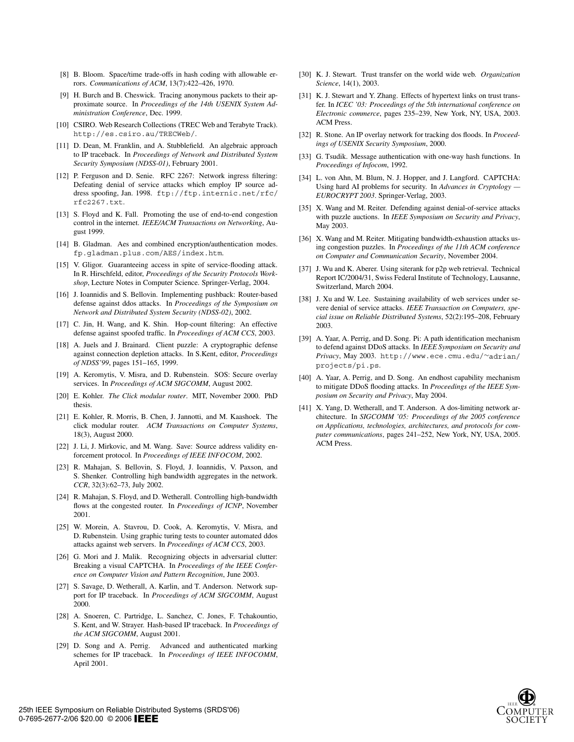[8] B. Bloom. Space/time trade-offs in hash coding with allowable errors. *Communications of ACM*, 13(7):422–426, 1970.

[9] H. Burch and B. Cheswick. Tracing anonymous packets to their approximate source. In *Proceedings of the 14th USENIX System Administration Conference*, Dec. 1999.

[10] CSIRO. Web Research Collections (TREC Web and Terabyte Track). http://es.csiro.au/TRECWeb/.

[11] D. Dean, M. Franklin, and A. Stubblefield. An algebraic approach to IP traceback. In *Proceedings of Network and Distributed System Security Symposium (NDSS-01)*, February 2001.

[12] P. Ferguson and D. Senie. RFC 2267: Network ingress filtering: Defeating denial of service attacks which employ IP source address spoofing, Jan. 1998. ftp://ftp.internic.net/rfc/rfc2267.txt.

[13] S. Floyd and K. Fall. Promoting the use of end-to-end congestion control in the internet. *IEEE/ACM Transactions on Networking*, August 1999.

[14] B. Gladman. Aes and combined encryption/authentication modes. fp.gladman.plus.com/AES/index.htm.

[15] V. Gligor. Guaranteeing access in spite of service-flooding attack. In R. Hirschfeld, editor, *Proceedings of the Security Protocols Workshop*, Lecture Notes in Computer Science. Springer-Verlag, 2004.

[16] J. Ioannidis and S. Bellovin. Implementing pushback: Router-based defense against ddos attacks. In *Proceedings of the Symposium on Network and Distributed System Security (NDSS-02)*, 2002.

[17] C. Jin, H. Wang, and K. Shin. Hop-count filtering: An effective defense against spoofed traffic. In *Proceedings of ACM CCS*, 2003.

[18] A. Juels and J. Brainard. Client puzzle: A cryptographic defense against connection depletion attacks. In S.Kent, editor, *Proceedings of NDSS'99*, pages 151–165, 1999.

[19] A. Keromytis, V. Misra, and D. Rubenstein. SOS: Secure overlay services. In *Proceedings of ACM SIGCOMM*, August 2002.

[20] E. Kohler. *The Click modular router*. MIT, November 2000. PhD thesis.

[21] E. Kohler, R. Morris, B. Chen, J. Jannotti, and M. Kaashoek. The click modular router. *ACM Transactions on Computer Systems*, 18(3), August 2000.

[22] J. Li, J. Mirkovic, and M. Wang. Save: Source address validity enforcement protocol. In *Proceedings of IEEE INFOCOM*, 2002.

[23] R. Mahajan, S. Bellovin, S. Floyd, J. Ioannidis, V. Paxson, and S. Shenker. Controlling high bandwidth aggregates in the network. *CCR*, 32(3):62–73, July 2002.

[24] R. Mahajan, S. Floyd, and D. Wetherall. Controlling high-bandwidth flows at the congested router. In *Proceedings of ICNP*, November 2001.

[25] W. Morein, A. Stavrou, D. Cook, A. Keromytis, V. Misra, and D. Rubenstein. Using graphic turing tests to counter automated ddos attacks against web servers. In *Proceedings of ACM CCS*, 2003.

[26] G. Mori and J. Malik. Recognizing objects in adversarial clutter: Breaking a visual CAPTCHA. In *Proceedings of the IEEE Conference on Computer Vision and Pattern Recognition*, June 2003.

[27] S. Savage, D. Wetherall, A. Karlin, and T. Anderson. Network support for IP traceback. In *Proceedings of ACM SIGCOMM*, August 2000.

[28] A. Snoeren, C. Partridge, L. Sanchez, C. Jones, F. Tchakountio, S. Kent, and W. Strayer. Hash-based IP traceback. In *Proceedings of the ACM SIGCOMM*, August 2001.

[29] D. Song and A. Perrig. Advanced and authenticated marking schemes for IP traceback. In *Proceedings of IEEE INFOCOMM*, April 2001.

[30] K. J. Stewart. Trust transfer on the world wide web. *Organization Science*, 14(1), 2003.

[31] K. J. Stewart and Y. Zhang. Effects of hypertext links on trust transfer. In *ICEC '03: Proceedings of the 5th international conference on Electronic commerce*, pages 235–239, New York, NY, USA, 2003. ACM Press.

[32] R. Stone. An IP overlay network for tracking dos floods. In *Proceedings of USENIX Security Symposium*, 2000.

[33] G. Tsudik. Message authentication with one-way hash functions. In *Proceedings of Infocom*, 1992.

[34] L. von Ahn, M. Blum, N. J. Hopper, and J. Langford. CAPTCHA: Using hard AI problems for security. In *Advances in Cryptology — EUROCRYPT 2003*. Springer-Verlag, 2003.

[35] X. Wang and M. Reiter. Defending against denial-of-service attacks with puzzle auctions. In *IEEE Symposium on Security and Privacy*, May 2003.

[36] X. Wang and M. Reiter. Mitigating bandwidth-exhaustion attacks using congestion puzzles. In *Proceedings of the 11th ACM conference on Computer and Communication Security*, November 2004.

[37] J. Wu and K. Aberer. Using siterank for p2p web retrieval. Technical Report IC/2004/31, Swiss Federal Institute of Technology, Lausanne, Switzerland, March 2004.

[38] J. Xu and W. Lee. Sustaining availability of web services under severe denial of service attacks. *IEEE Transaction on Computers, special issue on Reliable Distributed Systems*, 52(2):195–208, February 2003.

[39] A. Yaar, A. Perrig, and D. Song. Pi: A path identification mechanism to defend against DDoS attacks. In *IEEE Symposium on Security and Privacy*, May 2003. http://www.ece.cmu.edu/~adrian/projects/pi.ps.

[40] A. Yaar, A. Perrig, and D. Song. An endhost capability mechanism to mitigate DDoS flooding attacks. In *Proceedings of the IEEE Symposium on Security and Privacy*, May 2004.

[41] X. Yang, D. Wetherall, and T. Anderson. A dos-limiting network architecture. In *SIGCOMM '05: Proceedings of the 2005 conference on Applications, technologies, architectures, and protocols for computer communications*, pages 241–252, New York, NY, USA, 2005. ACM Press.